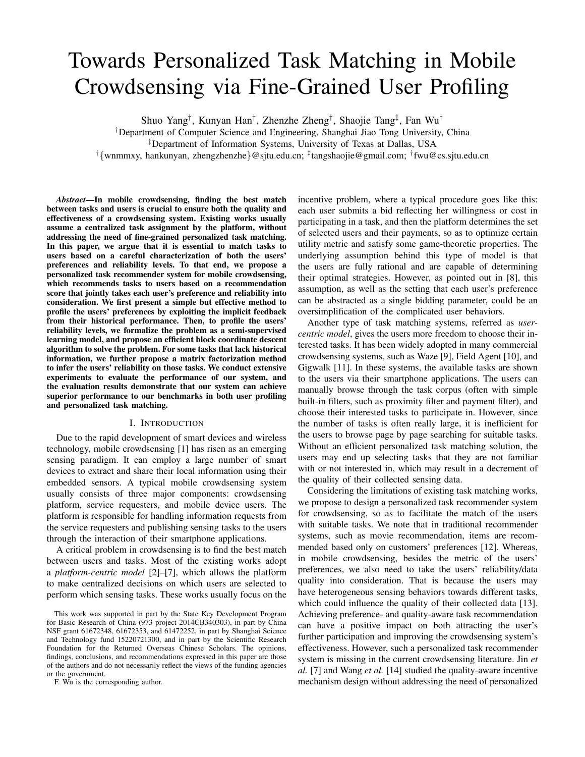# Towards Personalized Task Matching in Mobile Crowdsensing via Fine-Grained User Profiling

Shuo Yang[†], Kunyan Han[†], Zhenzhe Zheng[†], Shaojie Tang[‡], Fan Wu[†]

[†]Department of Computer Science and Engineering, Shanghai Jiao Tong University, China

[‡]Department of Information Systems, University of Texas at Dallas, USA

[†]{wnmmxy, hankunyan, zhengzhenzhe}@sjtu.edu.cn; [‡]tangshaojie@gmail.com; [†]fwu@cs.sjtu.edu.cn

***Abstract*—In mobile crowdsensing, finding the best match between tasks and users is crucial to ensure both the quality and effectiveness of a crowdsensing system. Existing works usually assume a centralized task assignment by the platform, without addressing the need of fine-grained personalized task matching. In this paper, we argue that it is essential to match tasks to users based on a careful characterization of both the users' preferences and reliability levels. To that end, we propose a personalized task recommender system for mobile crowdsensing, which recommends tasks to users based on a recommendation score that jointly takes each user's preference and reliability into consideration. We first present a simple but effective method to profile the users' preferences by exploiting the implicit feedback from their historical performance. Then, to profile the users' reliability levels, we formalize the problem as a semi-supervised learning model, and propose an efficient block coordinate descent algorithm to solve the problem. For some tasks that lack historical information, we further propose a matrix factorization method to infer the users' reliability on those tasks. We conduct extensive experiments to evaluate the performance of our system, and the evaluation results demonstrate that our system can achieve superior performance to our benchmarks in both user profiling and personalized task matching.**

## I. Introduction

Due to the rapid development of smart devices and wireless technology, mobile crowdsensing [1] has risen as an emerging sensing paradigm. It can employ a large number of smart devices to extract and share their local information using their embedded sensors. A typical mobile crowdsensing system usually consists of three major components: crowdsensing platform, service requesters, and mobile device users. The platform is responsible for handling information requests from the service requesters and publishing sensing tasks to the users through the interaction of their smartphone applications.

A critical problem in crowdsensing is to find the best match between users and tasks. Most of the existing works adopt a *platform-centric model* [2]–[7], which allows the platform to make centralized decisions on which users are selected to perform which sensing tasks. These works usually focus on the incentive problem, where a typical procedure goes like this: each user submits a bid reflecting her willingness or cost in participating in a task, and then the platform determines the set of selected users and their payments, so as to optimize certain utility metric and satisfy some game-theoretic properties. The underlying assumption behind this type of model is that the users are fully rational and are capable of determining their optimal strategies. However, as pointed out in [8], this assumption, as well as the setting that each user's preference can be abstracted as a single bidding parameter, could be an oversimplification of the complicated user behaviors.

Another type of task matching systems, referred as *user-centric model*, gives the users more freedom to choose their interested tasks. It has been widely adopted in many commercial crowdsensing systems, such as Waze [9], Field Agent [10], and Gigwalk [11]. In these systems, the available tasks are shown to the users via their smartphone applications. The users can manually browse through the task corpus (often with simple built-in filters, such as proximity filter and payment filter), and choose their interested tasks to participate in. However, since the number of tasks is often really large, it is inefficient for the users to browse page by page searching for suitable tasks. Without an efficient personalized task matching solution, the users may end up selecting tasks that they are not familiar with or not interested in, which may result in a decrement of the quality of their collected sensing data.

Considering the limitations of existing task matching works, we propose to design a personalized task recommender system for crowdsensing, so as to facilitate the match of the users with suitable tasks. We note that in traditional recommender systems, such as movie recommendation, items are recommended based only on customers' preferences [12]. Whereas, in mobile crowdsensing, besides the metric of the users' preferences, we also need to take the users' reliability/data quality into consideration. That is because the users may have heterogeneous sensing behaviors towards different tasks, which could influence the quality of their collected data [13]. Achieving preference- and quality-aware task recommendation can have a positive impact on both attracting the user's further participation and improving the crowdsensing system's effectiveness. However, such a personalized task recommender system is missing in the current crowdsensing literature. Jin *et al.* [7] and Wang *et al.* [14] studied the quality-aware incentive mechanism design without addressing the need of personalized

This work was supported in part by the State Key Development Program for Basic Research of China (973 project 2014CB340303), in part by China NSF grant 61672348, 61672353, and 61472252, in part by Shanghai Science and Technology fund 15220721300, and in part by the Scientific Research Foundation for the Returned Overseas Chinese Scholars. The opinions, findings, conclusions, and recommendations expressed in this paper are those of the authors and do not necessarily reflect the views of the funding agencies or the government.

F. Wu is the corresponding author.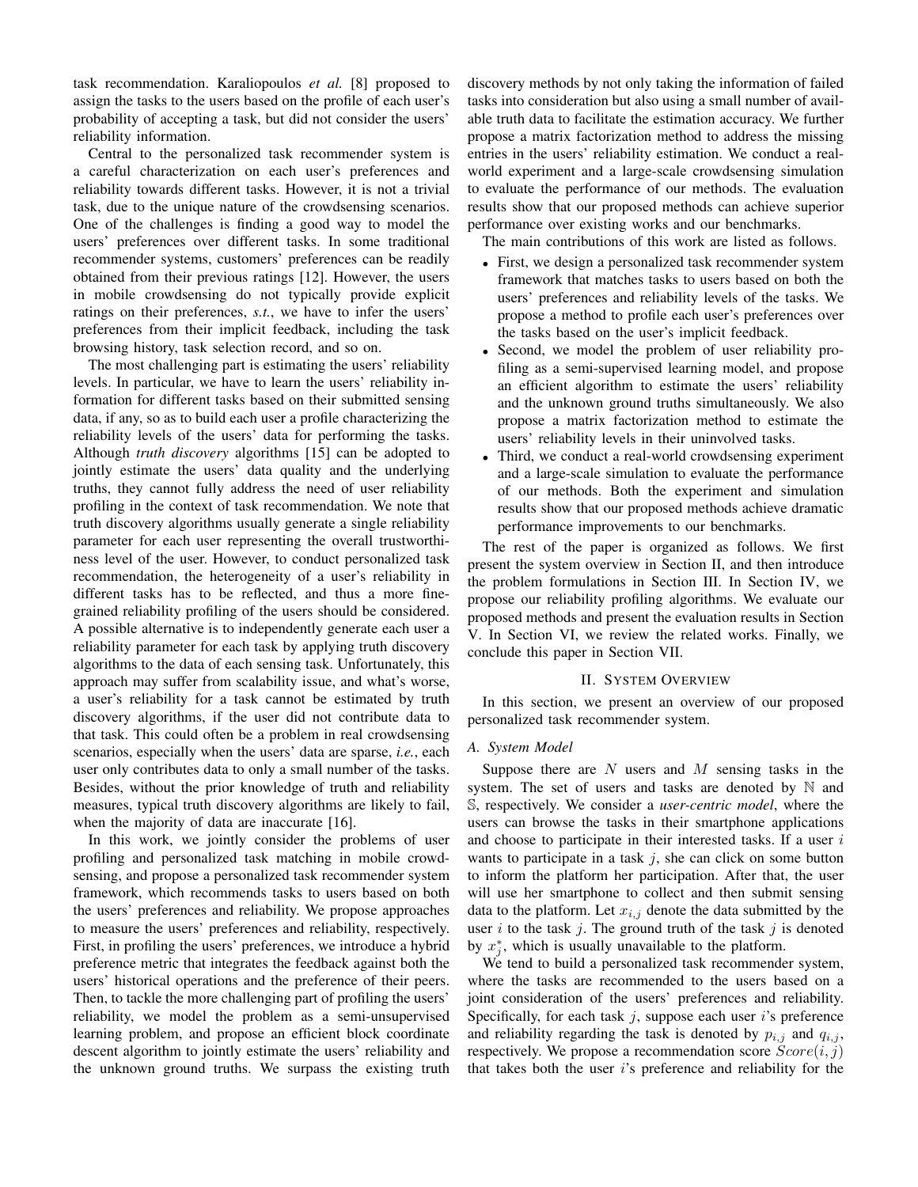task recommendation. Karaliopoulos *et al.* [8] proposed to assign the tasks to the users based on the profile of each user's probability of accepting a task, but did not consider the users' reliability information.

Central to the personalized task recommender system is a careful characterization on each user's preferences and reliability towards different tasks. However, it is not a trivial task, due to the unique nature of the crowdsensing scenarios. One of the challenges is finding a good way to model the users' preferences over different tasks. In some traditional recommender systems, customers' preferences can be readily obtained from their previous ratings [12]. However, the users in mobile crowdsensing do not typically provide explicit ratings on their preferences, *s.t.*, we have to infer the users' preferences from their implicit feedback, including the task browsing history, task selection record, and so on.

The most challenging part is estimating the users' reliability levels. In particular, we have to learn the users' reliability information for different tasks based on their submitted sensing data, if any, so as to build each user a profile characterizing the reliability levels of the users' data for performing the tasks. Although *truth discovery* algorithms [15] can be adopted to jointly estimate the users' data quality and the underlying truths, they cannot fully address the need of user reliability profiling in the context of task recommendation. We note that truth discovery algorithms usually generate a single reliability parameter for each user representing the overall trustworthiness level of the user. However, to conduct personalized task recommendation, the heterogeneity of a user's reliability in different tasks has to be reflected, and thus a more fine-grained reliability profiling of the users should be considered. A possible alternative is to independently generate each user a reliability parameter for each task by applying truth discovery algorithms to the data of each sensing task. Unfortunately, this approach may suffer from scalability issue, and what's worse, a user's reliability for a task cannot be estimated by truth discovery algorithms, if the user did not contribute data to that task. This could often be a problem in real crowdsensing scenarios, especially when the users' data are sparse, *i.e.*, each user only contributes data to only a small number of the tasks. Besides, without the prior knowledge of truth and reliability measures, typical truth discovery algorithms are likely to fail, when the majority of data are inaccurate [16].

In this work, we jointly consider the problems of user profiling and personalized task matching in mobile crowdsensing, and propose a personalized task recommender system framework, which recommends tasks to users based on both the users' preferences and reliability. We propose approaches to measure the users' preferences and reliability, respectively. First, in profiling the users' preferences, we introduce a hybrid preference metric that integrates the feedback against both the users' historical operations and the preference of their peers. Then, to tackle the more challenging part of profiling the users' reliability, we model the problem as a semi-unsupervised learning problem, and propose an efficient block coordinate descent algorithm to jointly estimate the users' reliability and the unknown ground truths. We surpass the existing truth discovery methods by not only taking the information of failed tasks into consideration but also using a small number of available truth data to facilitate the estimation accuracy. We further propose a matrix factorization method to address the missing entries in the users' reliability estimation. We conduct a real-world experiment and a large-scale crowdsensing simulation to evaluate the performance of our methods. The evaluation results show that our proposed methods can achieve superior performance over existing works and our benchmarks.

The main contributions of this work are listed as follows.

- First, we design a personalized task recommender system framework that matches tasks to users based on both the users' preferences and reliability levels of the tasks. We propose a method to profile each user's preferences over the tasks based on the user's implicit feedback.
- Second, we model the problem of user reliability profiling as a semi-supervised learning model, and propose an efficient algorithm to estimate the users' reliability and the unknown ground truths simultaneously. We also propose a matrix factorization method to estimate the users' reliability levels in their uninvolved tasks.
- Third, we conduct a real-world crowdsensing experiment and a large-scale simulation to evaluate the performance of our methods. Both the experiment and simulation results show that our proposed methods achieve dramatic performance improvements to our benchmarks.

The rest of the paper is organized as follows. We first present the system overview in Section II, and then introduce the problem formulations in Section III. In Section IV, we propose our reliability profiling algorithms. We evaluate our proposed methods and present the evaluation results in Section V. In Section VI, we review the related works. Finally, we conclude this paper in Section VII.

## II. System Overview

In this section, we present an overview of our proposed personalized task recommender system.

### A. System Model

Suppose there are $N$ users and $M$ sensing tasks in the system. The set of users and tasks are denoted by $\mathbb{N}$ and $\mathbb{S}$, respectively. We consider a *user-centric model*, where the users can browse the tasks in their smartphone applications and choose to participate in their interested tasks. If a user $i$ wants to participate in a task $j$, she can click on some button to inform the platform her participation. After that, the user will use her smartphone to collect and then submit sensing data to the platform. Let $x_{i,j}$ denote the data submitted by the user $i$ to the task $j$. The ground truth of the task $j$ is denoted by $x_j^*$, which is usually unavailable to the platform.

We tend to build a personalized task recommender system, where the tasks are recommended to the users based on a joint consideration of the users' preferences and reliability. Specifically, for each task $j$, suppose each user $i$'s preference and reliability regarding the task is denoted by $p_{i,j}$ and $q_{i,j}$, respectively. We propose a recommendation score $Score(i, j)$ that takes both the user $i$'s preference and reliability for the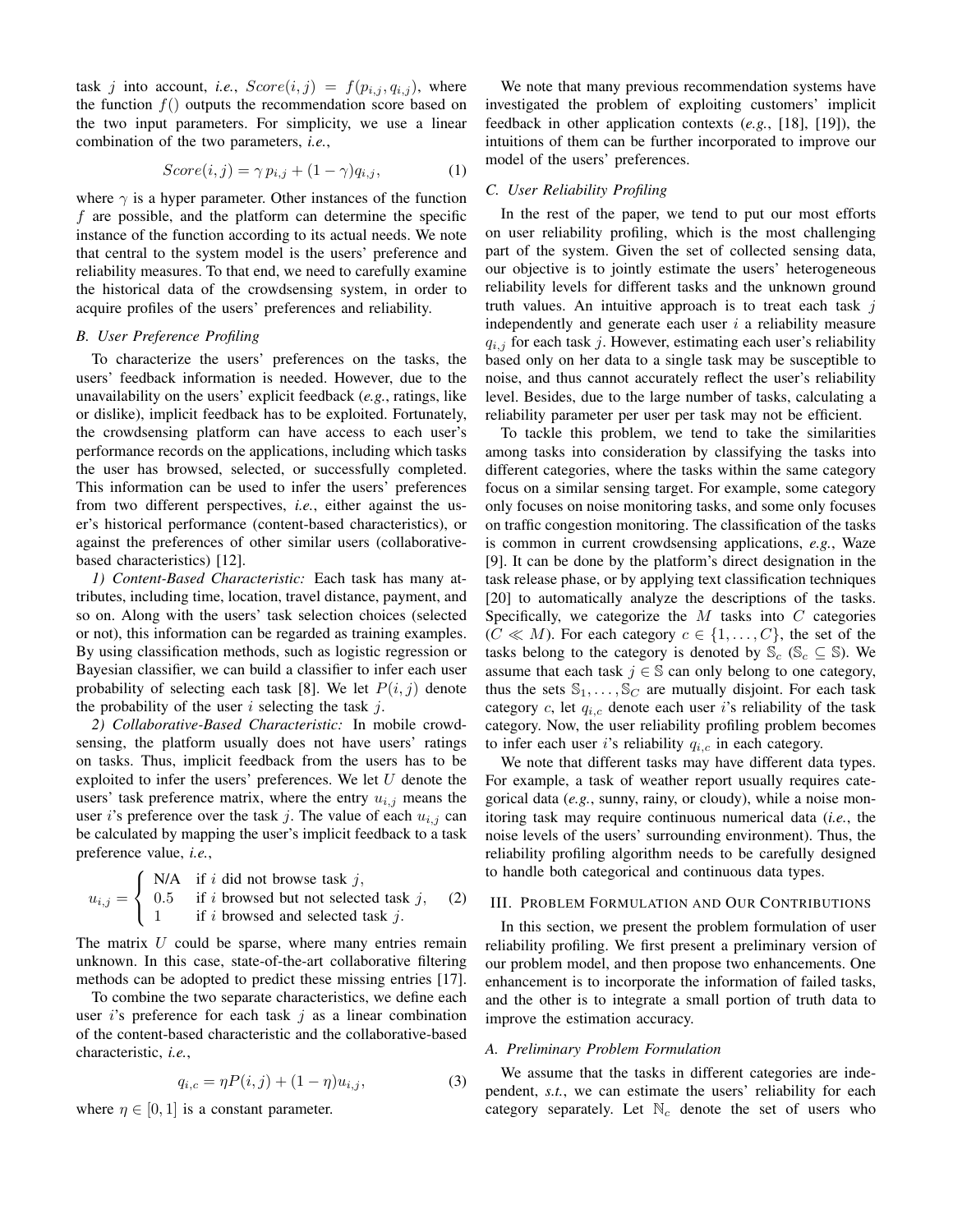task $j$ into account, *i.e.*, $Score(i,j) = f(p_{i,j}, q_{i,j})$, where the function $f()$ outputs the recommendation score based on the two input parameters. For simplicity, we use a linear combination of the two parameters, *i.e.*,

$$Score(i,j) = \gamma\, p_{i,j} + (1-\gamma) q_{i,j}, \tag{1}$$

where $\gamma$ is a hyper parameter. Other instances of the function $f$ are possible, and the platform can determine the specific instance of the function according to its actual needs. We note that central to the system model is the users' preference and reliability measures. To that end, we need to carefully examine the historical data of the crowdsensing system, in order to acquire profiles of the users' preferences and reliability.

### *B. User Preference Profiling*

To characterize the users' preferences on the tasks, the users' feedback information is needed. However, due to the unavailability on the users' explicit feedback (*e.g.*, ratings, like or dislike), implicit feedback has to be exploited. Fortunately, the crowdsensing platform can have access to each user's performance records on the applications, including which tasks the user has browsed, selected, or successfully completed. This information can be used to infer the users' preferences from two different perspectives, *i.e.*, either against the user's historical performance (content-based characteristics), or against the preferences of other similar users (collaborative-based characteristics) [12].

*1) Content-Based Characteristic:* Each task has many attributes, including time, location, travel distance, payment, and so on. Along with the users' task selection choices (selected or not), this information can be regarded as training examples. By using classification methods, such as logistic regression or Bayesian classifier, we can build a classifier to infer each user probability of selecting each task [8]. We let $P(i,j)$ denote the probability of the user $i$ selecting the task $j$.

*2) Collaborative-Based Characteristic:* In mobile crowdsensing, the platform usually does not have users' ratings on tasks. Thus, implicit feedback from the users has to be exploited to infer the users' preferences. We let $U$ denote the users' task preference matrix, where the entry $u_{i,j}$ means the user $i$'s preference over the task $j$. The value of each $u_{i,j}$ can be calculated by mapping the user's implicit feedback to a task preference value, *i.e.*,

$$u_{i,j} = \begin{cases} \text{N/A} & \text{if } i \text{ did not browse task } j, \\ 0.5 & \text{if } i \text{ browsed but not selected task } j, \\ 1 & \text{if } i \text{ browsed and selected task } j. \end{cases} \tag{2}$$

The matrix $U$ could be sparse, where many entries remain unknown. In this case, state-of-the-art collaborative filtering methods can be adopted to predict these missing entries [17].

To combine the two separate characteristics, we define each user $i$'s preference for each task $j$ as a linear combination of the content-based characteristic and the collaborative-based characteristic, *i.e.*,

$$q_{i,c} = \eta P(i,j) + (1-\eta) u_{i,j}, \tag{3}$$

where $\eta \in [0,1]$ is a constant parameter.

We note that many previous recommendation systems have investigated the problem of exploiting customers' implicit feedback in other application contexts (*e.g.*, [18], [19]), the intuitions of them can be further incorporated to improve our model of the users' preferences.

### *C. User Reliability Profiling*

In the rest of the paper, we tend to put our most efforts on user reliability profiling, which is the most challenging part of the system. Given the set of collected sensing data, our objective is to jointly estimate the users' heterogeneous reliability levels for different tasks and the unknown ground truth values. An intuitive approach is to treat each task $j$ independently and generate each user $i$ a reliability measure $q_{i,j}$ for each task $j$. However, estimating each user's reliability based only on her data to a single task may be susceptible to noise, and thus cannot accurately reflect the user's reliability level. Besides, due to the large number of tasks, calculating a reliability parameter per user per task may not be efficient.

To tackle this problem, we tend to take the similarities among tasks into consideration by classifying the tasks into different categories, where the tasks within the same category focus on a similar sensing target. For example, some category only focuses on noise monitoring tasks, and some only focuses on traffic congestion monitoring. The classification of the tasks is common in current crowdsensing applications, *e.g.*, Waze [9]. It can be done by the platform's direct designation in the task release phase, or by applying text classification techniques [20] to automatically analyze the descriptions of the tasks. Specifically, we categorize the $M$ tasks into $C$ categories ($C \ll M$). For each category $c \in \{1, \ldots, C\}$, the set of the tasks belong to the category is denoted by $\mathbb{S}_c$ ($\mathbb{S}_c \subseteq \mathbb{S}$). We assume that each task $j \in \mathbb{S}$ can only belong to one category, thus the sets $\mathbb{S}_1, \ldots, \mathbb{S}_C$ are mutually disjoint. For each task category $c$, let $q_{i,c}$ denote each user $i$'s reliability of the task category. Now, the user reliability profiling problem becomes to infer each user $i$'s reliability $q_{i,c}$ in each category.

We note that different tasks may have different data types. For example, a task of weather report usually requires categorical data (*e.g.*, sunny, rainy, or cloudy), while a noise monitoring task may require continuous numerical data (*i.e.*, the noise levels of the users' surrounding environment). Thus, the reliability profiling algorithm needs to be carefully designed to handle both categorical and continuous data types.

## III. Problem Formulation and Our Contributions

In this section, we present the problem formulation of user reliability profiling. We first present a preliminary version of our problem model, and then propose two enhancements. One enhancement is to incorporate the information of failed tasks, and the other is to integrate a small portion of truth data to improve the estimation accuracy.

### *A. Preliminary Problem Formulation*

We assume that the tasks in different categories are independent, *s.t.*, we can estimate the users' reliability for each category separately. Let $\mathbb{N}_c$ denote the set of users who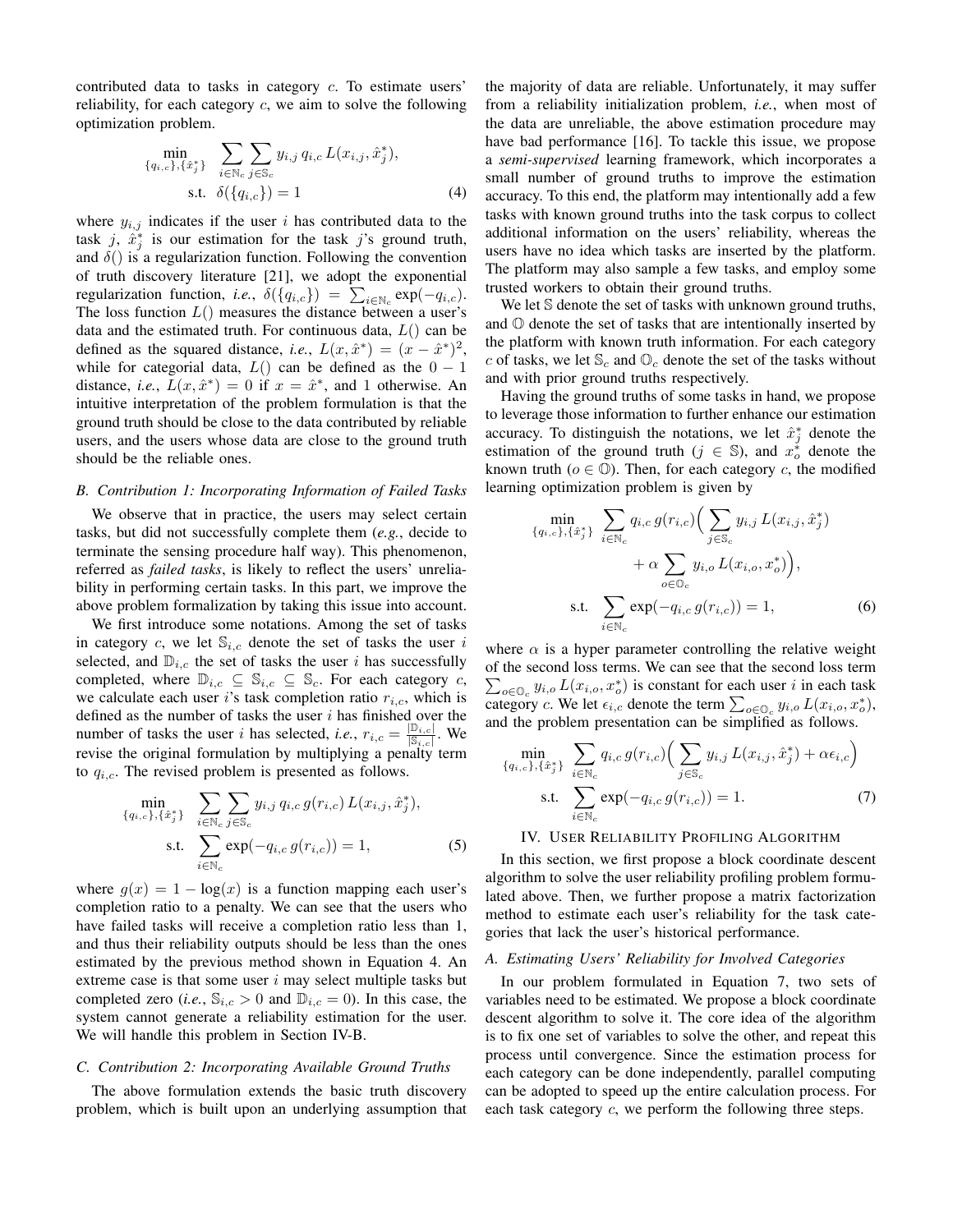contributed data to tasks in category $c$. To estimate users' reliability, for each category $c$, we aim to solve the following optimization problem.

$$\min_{\{q_{i,c}\},\{\hat{x}_j^*\}} \sum_{i \in \mathbb{N}_c} \sum_{j \in \mathbb{S}_c} y_{i,j}\, q_{i,c}\, L(x_{i,j}, \hat{x}_j^*),$$
$$\text{s.t.} \;\; \delta(\{q_{i,c}\}) = 1 \tag{4}$$

where $y_{i,j}$ indicates if the user $i$ has contributed data to the task $j$, $\hat{x}_j^*$ is our estimation for the task $j$'s ground truth, and $\delta()$ is a regularization function. Following the convention of truth discovery literature [21], we adopt the exponential regularization function, *i.e.*, $\delta(\{q_{i,c}\}) = \sum_{i \in \mathbb{N}_c} \exp(-q_{i,c})$. The loss function $L()$ measures the distance between a user's data and the estimated truth. For continuous data, $L()$ can be defined as the squared distance, *i.e.*, $L(x, \hat{x}^*) = (x - \hat{x}^*)^2$, while for categorial data, $L()$ can be defined as the $0-1$ distance, *i.e.*, $L(x, \hat{x}^*) = 0$ if $x = \hat{x}^*$, and 1 otherwise. An intuitive interpretation of the problem formulation is that the ground truth should be close to the data contributed by reliable users, and the users whose data are close to the ground truth should be the reliable ones.

### B. Contribution 1: Incorporating Information of Failed Tasks

We observe that in practice, the users may select certain tasks, but did not successfully complete them (*e.g.*, decide to terminate the sensing procedure half way). This phenomenon, referred as *failed tasks*, is likely to reflect the users' unreliability in performing certain tasks. In this part, we improve the above problem formalization by taking this issue into account.

We first introduce some notations. Among the set of tasks in category $c$, we let $\mathbb{S}_{i,c}$ denote the set of tasks the user $i$ selected, and $\mathbb{D}_{i,c}$ the set of tasks the user $i$ has successfully completed, where $\mathbb{D}_{i,c} \subseteq \mathbb{S}_{i,c} \subseteq \mathbb{S}_c$. For each category $c$, we calculate each user $i$'s task completion ratio $r_{i,c}$, which is defined as the number of tasks the user $i$ has finished over the number of tasks the user $i$ has selected, *i.e.*, $r_{i,c} = \frac{|\mathbb{D}_{i,c}|}{|\mathbb{S}_{i,c}|}$. We revise the original formulation by multiplying a penalty term to $q_{i,c}$. The revised problem is presented as follows.

$$\min_{\{q_{i,c}\},\{\hat{x}_j^*\}} \sum_{i \in \mathbb{N}_c} \sum_{j \in \mathbb{S}_c} y_{i,j}\, q_{i,c}\, g(r_{i,c})\, L(x_{i,j}, \hat{x}_j^*),$$
$$\text{s.t.} \;\; \sum_{i \in \mathbb{N}_c} \exp(-q_{i,c}\, g(r_{i,c})) = 1, \tag{5}$$

where $g(x) = 1 - \log(x)$ is a function mapping each user's completion ratio to a penalty. We can see that the users who have failed tasks will receive a completion ratio less than 1, and thus their reliability outputs should be less than the ones estimated by the previous method shown in Equation 4. An extreme case is that some user $i$ may select multiple tasks but completed zero (*i.e.*, $\mathbb{S}_{i,c} > 0$ and $\mathbb{D}_{i,c} = 0$). In this case, the system cannot generate a reliability estimation for the user. We will handle this problem in Section IV-B.

### C. Contribution 2: Incorporating Available Ground Truths

The above formulation extends the basic truth discovery problem, which is built upon an underlying assumption that the majority of data are reliable. Unfortunately, it may suffer from a reliability initialization problem, *i.e.*, when most of the data are unreliable, the above estimation procedure may have bad performance [16]. To tackle this issue, we propose a *semi-supervised* learning framework, which incorporates a small number of ground truths to improve the estimation accuracy. To this end, the platform may intentionally add a few tasks with known ground truths into the task corpus to collect additional information on the users' reliability, whereas the users have no idea which tasks are inserted by the platform. The platform may also sample a few tasks, and employ some trusted workers to obtain their ground truths.

We let $\mathbb{S}$ denote the set of tasks with unknown ground truths, and $\mathbb{O}$ denote the set of tasks that are intentionally inserted by the platform with known truth information. For each category $c$ of tasks, we let $\mathbb{S}_c$ and $\mathbb{O}_c$ denote the set of the tasks without and with prior ground truths respectively.

Having the ground truths of some tasks in hand, we propose to leverage those information to further enhance our estimation accuracy. To distinguish the notations, we let $\hat{x}_j^*$ denote the estimation of the ground truth ($j \in \mathbb{S}$), and $x_o^*$ denote the known truth ($o \in \mathbb{O}$). Then, for each category $c$, the modified learning optimization problem is given by

$$\min_{\{q_{i,c}\},\{\hat{x}_j^*\}} \sum_{i \in \mathbb{N}_c} q_{i,c}\, g(r_{i,c}) \Big( \sum_{j \in \mathbb{S}_c} y_{i,j}\, L(x_{i,j}, \hat{x}_j^*) + \alpha \sum_{o \in \mathbb{O}_c} y_{i,o}\, L(x_{i,o}, x_o^*) \Big),$$
$$\text{s.t.} \;\; \sum_{i \in \mathbb{N}_c} \exp(-q_{i,c}\, g(r_{i,c})) = 1, \tag{6}$$

where $\alpha$ is a hyper parameter controlling the relative weight of the second loss terms. We can see that the second loss term $\sum_{o \in \mathbb{O}_c} y_{i,o}\, L(x_{i,o}, x_o^*)$ is constant for each user $i$ in each task category $c$. We let $\epsilon_{i,c}$ denote the term $\sum_{o \in \mathbb{O}_c} y_{i,o}\, L(x_{i,o}, x_o^*)$, and the problem presentation can be simplified as follows.

$$\min_{\{q_{i,c}\},\{\hat{x}_j^*\}} \sum_{i \in \mathbb{N}_c} q_{i,c}\, g(r_{i,c}) \Big( \sum_{j \in \mathbb{S}_c} y_{i,j}\, L(x_{i,j}, \hat{x}_j^*) + \alpha \epsilon_{i,c} \Big)$$
$$\text{s.t.} \;\; \sum_{i \in \mathbb{N}_c} \exp(-q_{i,c}\, g(r_{i,c})) = 1. \tag{7}$$

## IV. User Reliability Profiling Algorithm

In this section, we first propose a block coordinate descent algorithm to solve the user reliability profiling problem formulated above. Then, we further propose a matrix factorization method to estimate each user's reliability for the task categories that lack the user's historical performance.

### A. Estimating Users' Reliability for Involved Categories

In our problem formulated in Equation 7, two sets of variables need to be estimated. We propose a block coordinate descent algorithm to solve it. The core idea of the algorithm is to fix one set of variables to solve the other, and repeat this process until convergence. Since the estimation process for each category can be done independently, parallel computing can be adopted to speed up the entire calculation process. For each task category $c$, we perform the following three steps.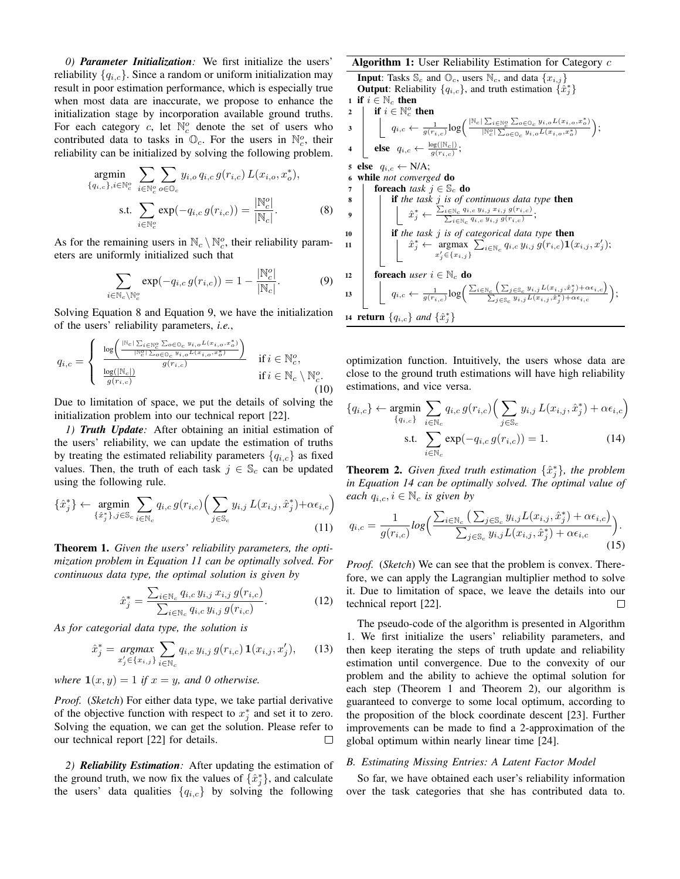*0) **Parameter Initialization**:* We first initialize the users' reliability $\{q_{i,c}\}$. Since a random or uniform initialization may result in poor estimation performance, which is especially true when most data are inaccurate, we propose to enhance the initialization stage by incorporation available ground truths. For each category $c$, let $\mathbb{N}_c^o$ denote the set of users who contributed data to tasks in $\mathbb{O}_c$. For the users in $\mathbb{N}_c^o$, their reliability can be initialized by solving the following problem.

$$\underset{\{q_{i,c}\}, i \in \mathbb{N}_c^o}{\operatorname{argmin}} \sum_{i \in \mathbb{N}_c^o} \sum_{o \in \mathbb{O}_c} y_{i,o}\, q_{i,c}\, g(r_{i,c})\, L(x_{i,o}, x_o^*),$$
$$\text{s.t.} \sum_{i \in \mathbb{N}_c^o} \exp(-q_{i,c}\, g(r_{i,c})) = \frac{|\mathbb{N}_c^o|}{|\mathbb{N}_c|}. \tag{8}$$

As for the remaining users in $\mathbb{N}_c \setminus \mathbb{N}_c^o$, their reliability parameters are uniformly initialized such that

$$\sum_{i \in \mathbb{N}_c \setminus \mathbb{N}_c^o} \exp(-q_{i,c}\, g(r_{i,c})) = 1 - \frac{|\mathbb{N}_c^o|}{|\mathbb{N}_c|}. \tag{9}$$

Solving Equation 8 and Equation 9, we have the initialization of the users' reliability parameters, *i.e.*,

$$q_{i,c} = \begin{cases} \dfrac{\log\left(\frac{|\mathbb{N}_c| \sum_{i \in \mathbb{N}_c^o} \sum_{o \in \mathbb{O}_c} y_{i,o} L(x_{i,o}, x_o^*)}{|\mathbb{N}_c^o| \sum_{o \in \mathbb{O}_c} y_{i,o} L(x_{i,o}, x_o^*)}\right)}{g(r_{i,c})} & \text{if } i \in \mathbb{N}_c^o, \\ \dfrac{\log(|\mathbb{N}_c|)}{g(r_{i,c})} & \text{if } i \in \mathbb{N}_c \setminus \mathbb{N}_c^o. \end{cases} \tag{10}$$

Due to limitation of space, we put the details of solving the initialization problem into our technical report [22].

*1) **Truth Update**:* After obtaining an initial estimation of the users' reliability, we can update the estimation of truths by treating the estimated reliability parameters $\{q_{i,c}\}$ as fixed values. Then, the truth of each task $j \in \mathbb{S}_c$ can be updated using the following rule.

$$\{\hat{x}_j^*\} \leftarrow \underset{\{\hat{x}_j^*\}, j \in \mathbb{S}_c}{\operatorname{argmin}} \sum_{i \in \mathbb{N}_c} q_{i,c}\, g(r_{i,c}) \Big( \sum_{j \in \mathbb{S}_c} y_{i,j}\, L(x_{i,j}, \hat{x}_j^*) + \alpha \epsilon_{i,c} \Big) \tag{11}$$

**Theorem 1.** *Given the users' reliability parameters, the optimization problem in Equation 11 can be optimally solved. For continuous data type, the optimal solution is given by*

$$\hat{x}_j^* = \frac{\sum_{i \in \mathbb{N}_c} q_{i,c}\, y_{i,j}\, x_{i,j}\, g(r_{i,c})}{\sum_{i \in \mathbb{N}_c} q_{i,c}\, y_{i,j}\, g(r_{i,c})}. \tag{12}$$

*As for categorial data type, the solution is*

$$\hat{x}_j^* = \underset{x_j' \in \{x_{i,j}\}}{argmax} \sum_{i \in \mathbb{N}_c} q_{i,c}\, y_{i,j}\, g(r_{i,c})\, \mathbf{1}(x_{i,j}, x_j'), \tag{13}$$

*where $\mathbf{1}(x, y) = 1$ if $x = y$, and 0 otherwise.*

*Proof.* (*Sketch*) For either data type, we take partial derivative of the objective function with respect to $x_j^*$ and set it to zero. Solving the equation, we can get the solution. Please refer to our technical report [22] for details. □

*2) **Reliability Estimation**:* After updating the estimation of the ground truth, we now fix the values of $\{\hat{x}_j^*\}$, and calculate the users' data qualities $\{q_{i,c}\}$ by solving the following optimization function. Intuitively, the users whose data are close to the ground truth estimations will have high reliability estimations, and vice versa.

$$\{q_{i,c}\} \leftarrow \underset{\{q_{i,c}\}}{\operatorname{argmin}} \sum_{i \in \mathbb{N}_c} q_{i,c}\, g(r_{i,c}) \Big( \sum_{j \in \mathbb{S}_c} y_{i,j}\, L(x_{i,j}, \hat{x}_j^*) + \alpha \epsilon_{i,c} \Big)$$
$$\text{s.t.} \sum_{i \in \mathbb{N}_c} \exp(-q_{i,c}\, g(r_{i,c})) = 1. \tag{14}$$

**Theorem 2.** *Given fixed truth estimation $\{\hat{x}_j^*\}$, the problem in Equation 14 can be optimally solved. The optimal value of each $q_{i,c}, i \in \mathbb{N}_c$ is given by*

$$q_{i,c} = \frac{1}{g(r_{i,c})} log\Big( \frac{\sum_{i \in \mathbb{N}_c} \big( \sum_{j \in \mathbb{S}_c} y_{i,j} L(x_{i,j}, \hat{x}_j^*) + \alpha \epsilon_{i,c} \big)}{\sum_{j \in \mathbb{S}_c} y_{i,j} L(x_{i,j}, \hat{x}_j^*) + \alpha \epsilon_{i,c}} \Big). \tag{15}$$

*Proof.* (*Sketch*) We can see that the problem is convex. Therefore, we can apply the Lagrangian multiplier method to solve it. Due to limitation of space, we leave the details into our technical report [22]. □

The pseudo-code of the algorithm is presented in Algorithm 1. We first initialize the users' reliability parameters, and then keep iterating the steps of truth update and reliability estimation until convergence. Due to the convexity of our problem and the ability to achieve the optimal solution for each step (Theorem 1 and Theorem 2), our algorithm is guaranteed to converge to some local optimum, according to the proposition of the block coordinate descent [23]. Further improvements can be made to find a 2-approximation of the global optimum within nearly linear time [24].

**Algorithm 1:** User Reliability Estimation for Category $c$

**Input**: Tasks $\mathbb{S}_c$ and $\mathbb{O}_c$, users $\mathbb{N}_c$, and data $\{x_{i,j}\}$
**Output**: Reliability $\{q_{i,c}\}$, and truth estimation $\{\hat{x}_j^*\}$

```
1  if i ∈ N_c then
2      if i ∈ N_c^o then
3          q_{i,c} ← (1/g(r_{i,c})) log( |N_c| Σ_{i∈N_c^o} Σ_{o∈O_c} y_{i,o} L(x_{i,o}, x_o^*) / (|N_c^o| Σ_{o∈O_c} y_{i,o} L(x_{i,o}, x_o^*)) );
4      else q_{i,c} ← log(|N_c|) / g(r_{i,c});
5  else q_{i,c} ← N/A;
6  while not converged do
7      foreach task j ∈ S_c do
8          if the task j is of continuous data type then
9              x̂_j^* ← Σ_{i∈N_c} q_{i,c} y_{i,j} x_{i,j} g(r_{i,c}) / Σ_{i∈N_c} q_{i,c} y_{i,j} g(r_{i,c});
10         if the task j is of categorical data type then
11             x̂_j^* ← argmax_{x'_j ∈ {x_{i,j}}} Σ_{i∈N_c} q_{i,c} y_{i,j} g(r_{i,c}) 1(x_{i,j}, x'_j);
12     foreach user i ∈ N_c do
13         q_{i,c} ← (1/g(r_{i,c})) log( Σ_{i∈N_c} (Σ_{j∈S_c} y_{i,j} L(x_{i,j}, x̂_j^*) + αε_{i,c}) / (Σ_{j∈S_c} y_{i,j} L(x_{i,j}, x̂_j^*) + αε_{i,c}) );
14 return {q_{i,c}} and {x̂_j^*}
```

### B. Estimating Missing Entries: A Latent Factor Model

So far, we have obtained each user's reliability information over the task categories that she has contributed data to.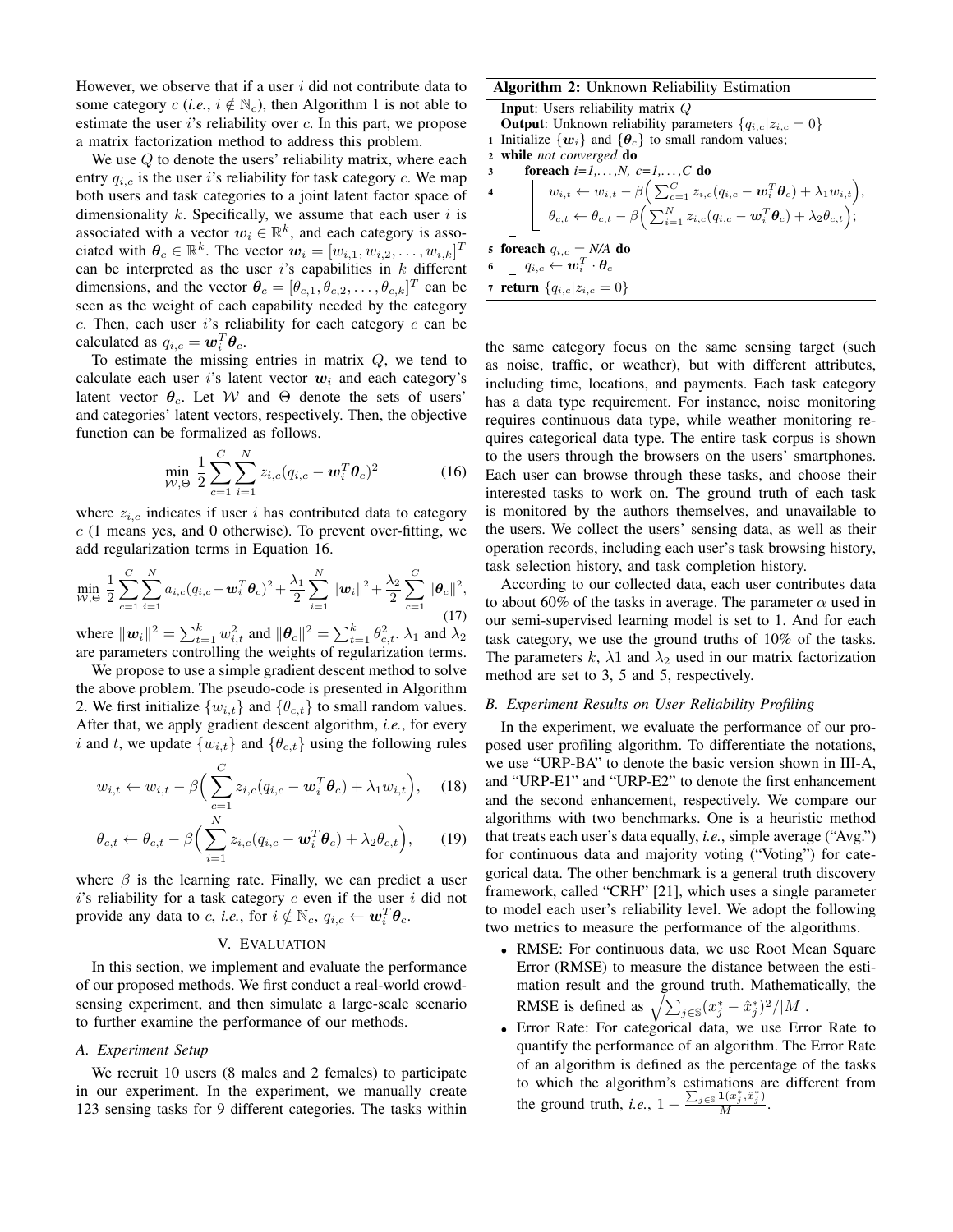However, we observe that if a user $i$ did not contribute data to some category $c$ (*i.e.*, $i \notin \mathbb{N}_c$), then Algorithm 1 is not able to estimate the user $i$'s reliability over $c$. In this part, we propose a matrix factorization method to address this problem.

We use $Q$ to denote the users' reliability matrix, where each entry $q_{i,c}$ is the user $i$'s reliability for task category $c$. We map both users and task categories to a joint latent factor space of dimensionality $k$. Specifically, we assume that each user $i$ is associated with a vector $\boldsymbol{w}_i \in \mathbb{R}^k$, and each category is associated with $\boldsymbol{\theta}_c \in \mathbb{R}^k$. The vector $\boldsymbol{w}_i = [w_{i,1}, w_{i,2}, \ldots, w_{i,k}]^T$ can be interpreted as the user $i$'s capabilities in $k$ different dimensions, and the vector $\boldsymbol{\theta}_c = [\theta_{c,1}, \theta_{c,2}, \ldots, \theta_{c,k}]^T$ can be seen as the weight of each capability needed by the category $c$. Then, each user $i$'s reliability for each category $c$ can be calculated as $q_{i,c} = \boldsymbol{w}_i^T \boldsymbol{\theta}_c$.

To estimate the missing entries in matrix $Q$, we tend to calculate each user $i$'s latent vector $\boldsymbol{w}_i$ and each category's latent vector $\boldsymbol{\theta}_c$. Let $\mathcal{W}$ and $\Theta$ denote the sets of users' and categories' latent vectors, respectively. Then, the objective function can be formalized as follows.

$$\min_{\mathcal{W},\Theta} \ \frac{1}{2} \sum_{c=1}^{C} \sum_{i=1}^{N} z_{i,c}(q_{i,c} - \boldsymbol{w}_i^T \boldsymbol{\theta}_c)^2 \tag{16}$$

where $z_{i,c}$ indicates if user $i$ has contributed data to category $c$ (1 means yes, and 0 otherwise). To prevent over-fitting, we add regularization terms in Equation 16.

$$\min_{\mathcal{W},\Theta} \ \frac{1}{2} \sum_{c=1}^{C} \sum_{i=1}^{N} a_{i,c}(q_{i,c} - \boldsymbol{w}_i^T \boldsymbol{\theta}_c)^2 + \frac{\lambda_1}{2} \sum_{i=1}^{N} \|\boldsymbol{w}_i\|^2 + \frac{\lambda_2}{2} \sum_{c=1}^{C} \|\boldsymbol{\theta}_c\|^2, \tag{17}$$

where $\|\boldsymbol{w}_i\|^2 = \sum_{t=1}^{k} w_{i,t}^2$ and $\|\boldsymbol{\theta}_c\|^2 = \sum_{t=1}^{k} \theta_{c,t}^2$. $\lambda_1$ and $\lambda_2$ are parameters controlling the weights of regularization terms.

We propose to use a simple gradient descent method to solve the above problem. The pseudo-code is presented in Algorithm 2. We first initialize $\{w_{i,t}\}$ and $\{\theta_{c,t}\}$ to small random values. After that, we apply gradient descent algorithm, *i.e.*, for every $i$ and $t$, we update $\{w_{i,t}\}$ and $\{\theta_{c,t}\}$ using the following rules

$$w_{i,t} \leftarrow w_{i,t} - \beta\Big( \sum_{c=1}^{C} z_{i,c}(q_{i,c} - \boldsymbol{w}_i^T \boldsymbol{\theta}_c) + \lambda_1 w_{i,t} \Big), \tag{18}$$

$$\theta_{c,t} \leftarrow \theta_{c,t} - \beta\Big( \sum_{i=1}^{N} z_{i,c}(q_{i,c} - \boldsymbol{w}_i^T \boldsymbol{\theta}_c) + \lambda_2 \theta_{c,t} \Big), \tag{19}$$

where $\beta$ is the learning rate. Finally, we can predict a user $i$'s reliability for a task category $c$ even if the user $i$ did not provide any data to $c$, *i.e.*, for $i \notin \mathbb{N}_c$, $q_{i,c} \leftarrow \boldsymbol{w}_i^T \boldsymbol{\theta}_c$.

**Algorithm 2:** Unknown Reliability Estimation

**Input**: Users reliability matrix $Q$
**Output**: Unknown reliability parameters $\{q_{i,c} | z_{i,c} = 0\}$

```
1 Initialize {w_i} and {θ_c} to small random values;
2 while not converged do
3     foreach i=1,...,N, c=1,...,C do
4         w_{i,t} ← w_{i,t} − β( Σ_{c=1}^{C} z_{i,c}(q_{i,c} − w_i^T θ_c) + λ1 w_{i,t} ),
          θ_{c,t} ← θ_{c,t} − β( Σ_{i=1}^{N} z_{i,c}(q_{i,c} − w_i^T θ_c) + λ2 θ_{c,t} );
5 foreach q_{i,c} = N/A do
6     q_{i,c} ← w_i^T · θ_c
7 return {q_{i,c} | z_{i,c} = 0}
```

## V. Evaluation

In this section, we implement and evaluate the performance of our proposed methods. We first conduct a real-world crowdsensing experiment, and then simulate a large-scale scenario to further examine the performance of our methods.

### A. Experiment Setup

We recruit 10 users (8 males and 2 females) to participate in our experiment. In the experiment, we manually create 123 sensing tasks for 9 different categories. The tasks within the same category focus on the same sensing target (such as noise, traffic, or weather), but with different attributes, including time, locations, and payments. Each task category has a data type requirement. For instance, noise monitoring requires continuous data type, while weather monitoring requires categorical data type. The entire task corpus is shown to the users through the browsers on the users' smartphones. Each user can browse through these tasks, and choose their interested tasks to work on. The ground truth of each task is monitored by the authors themselves, and unavailable to the users. We collect the users' sensing data, as well as their operation records, including each user's task browsing history, task selection history, and task completion history.

According to our collected data, each user contributes data to about 60% of the tasks in average. The parameter $\alpha$ used in our semi-supervised learning model is set to 1. And for each task category, we use the ground truths of 10% of the tasks. The parameters $k$, $\lambda 1$ and $\lambda_2$ used in our matrix factorization method are set to 3, 5 and 5, respectively.

### B. Experiment Results on User Reliability Profiling

In the experiment, we evaluate the performance of our proposed user profiling algorithm. To differentiate the notations, we use "URP-BA" to denote the basic version shown in III-A, and "URP-E1" and "URP-E2" to denote the first enhancement and the second enhancement, respectively. We compare our algorithms with two benchmarks. One is a heuristic method that treats each user's data equally, *i.e.*, simple average ("Avg.") for continuous data and majority voting ("Voting") for categorical data. The other benchmark is a general truth discovery framework, called "CRH" [21], which uses a single parameter to model each user's reliability level. We adopt the following two metrics to measure the performance of the algorithms.

- RMSE: For continuous data, we use Root Mean Square Error (RMSE) to measure the distance between the estimation result and the ground truth. Mathematically, the RMSE is defined as $\sqrt{\sum_{j \in \mathbb{S}} (x_j^* - \hat{x}_j^*)^2 / |M|}$.
- Error Rate: For categorical data, we use Error Rate to quantify the performance of an algorithm. The Error Rate of an algorithm is defined as the percentage of the tasks to which the algorithm's estimations are different from the ground truth, *i.e.*, $1 - \frac{\sum_{j \in \mathbb{S}} \mathbf{1}(x_j^*, \hat{x}_j^*)}{M}$.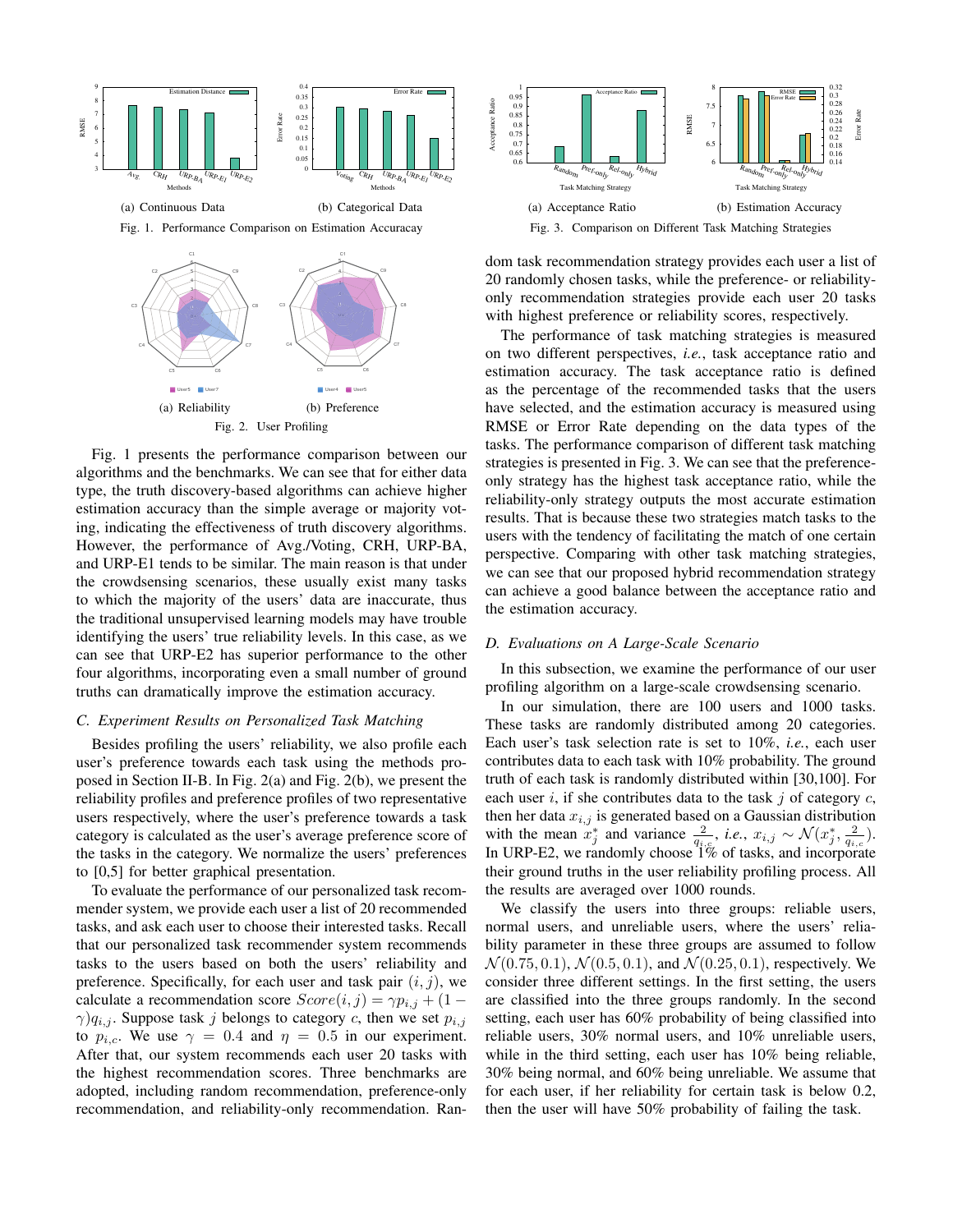(a) Continuous Data

(b) Categorical Data

Fig. 1. Performance Comparison on Estimation Accuracay

(a) Reliability

(b) Preference

Fig. 2. User Profiling

(a) Acceptance Ratio

(b) Estimation Accuracy

Fig. 3. Comparison on Different Task Matching Strategies

Fig. 1 presents the performance comparison between our algorithms and the benchmarks. We can see that for either data type, the truth discovery-based algorithms can achieve higher estimation accuracy than the simple average or majority voting, indicating the effectiveness of truth discovery algorithms. However, the performance of Avg./Voting, CRH, URP-BA, and URP-E1 tends to be similar. The main reason is that under the crowdsensing scenarios, these usually exist many tasks to which the majority of the users' data are inaccurate, thus the traditional unsupervised learning models may have trouble identifying the users' true reliability levels. In this case, as we can see that URP-E2 has superior performance to the other four algorithms, incorporating even a small number of ground truths can dramatically improve the estimation accuracy.

### *C. Experiment Results on Personalized Task Matching*

Besides profiling the users' reliability, we also profile each user's preference towards each task using the methods proposed in Section II-B. In Fig. 2(a) and Fig. 2(b), we present the reliability profiles and preference profiles of two representative users respectively, where the user's preference towards a task category is calculated as the user's average preference score of the tasks in the category. We normalize the users' preferences to [0,5] for better graphical presentation.

To evaluate the performance of our personalized task recommender system, we provide each user a list of 20 recommended tasks, and ask each user to choose their interested tasks. Recall that our personalized task recommender system recommends tasks to the users based on both the users' reliability and preference. Specifically, for each user and task pair $(i,j)$, we calculate a recommendation score $Score(i,j) = \gamma p_{i,j} + (1-\gamma) q_{i,j}$. Suppose task $j$ belongs to category $c$, then we set $p_{i,j}$ to $p_{i,c}$. We use $\gamma = 0.4$ and $\eta = 0.5$ in our experiment. After that, our system recommends each user 20 tasks with the highest recommendation scores. Three benchmarks are adopted, including random recommendation, preference-only recommendation, and reliability-only recommendation. Random task recommendation strategy provides each user a list of 20 randomly chosen tasks, while the preference- or reliability-only recommendation strategies provide each user 20 tasks with highest preference or reliability scores, respectively.

The performance of task matching strategies is measured on two different perspectives, *i.e.*, task acceptance ratio and estimation accuracy. The task acceptance ratio is defined as the percentage of the recommended tasks that the users have selected, and the estimation accuracy is measured using RMSE or Error Rate depending on the data types of the tasks. The performance comparison of different task matching strategies is presented in Fig. 3. We can see that the preference-only strategy has the highest task acceptance ratio, while the reliability-only strategy outputs the most accurate estimation results. That is because these two strategies match tasks to the users with the tendency of facilitating the match of one certain perspective. Comparing with other task matching strategies, we can see that our proposed hybrid recommendation strategy can achieve a good balance between the acceptance ratio and the estimation accuracy.

### *D. Evaluations on A Large-Scale Scenario*

In this subsection, we examine the performance of our user profiling algorithm on a large-scale crowdsensing scenario.

In our simulation, there are 100 users and 1000 tasks. These tasks are randomly distributed among 20 categories. Each user's task selection rate is set to 10%, *i.e.*, each user contributes data to each task with 10% probability. The ground truth of each task is randomly distributed within [30,100]. For each user $i$, if she contributes data to the task $j$ of category $c$, then her data $x_{i,j}$ is generated based on a Gaussian distribution with the mean $x_j^*$ and variance $\frac{2}{q_{i,c}}$, *i.e.*, $x_{i,j} \sim \mathcal{N}(x_j^*, \frac{2}{q_{i,c}})$. In URP-E2, we randomly choose 1% of tasks, and incorporate their ground truths in the user reliability profiling process. All the results are averaged over 1000 rounds.

We classify the users into three groups: reliable users, normal users, and unreliable users, where the users' reliability parameter in these three groups are assumed to follow $\mathcal{N}(0.75, 0.1)$, $\mathcal{N}(0.5, 0.1)$, and $\mathcal{N}(0.25, 0.1)$, respectively. We consider three different settings. In the first setting, the users are classified into the three groups randomly. In the second setting, each user has 60% probability of being classified into reliable users, 30% normal users, and 10% unreliable users, while in the third setting, each user has 10% being reliable, 30% being normal, and 60% being unreliable. We assume that for each user, if her reliability for certain task is below 0.2, then the user will have 50% probability of failing the task.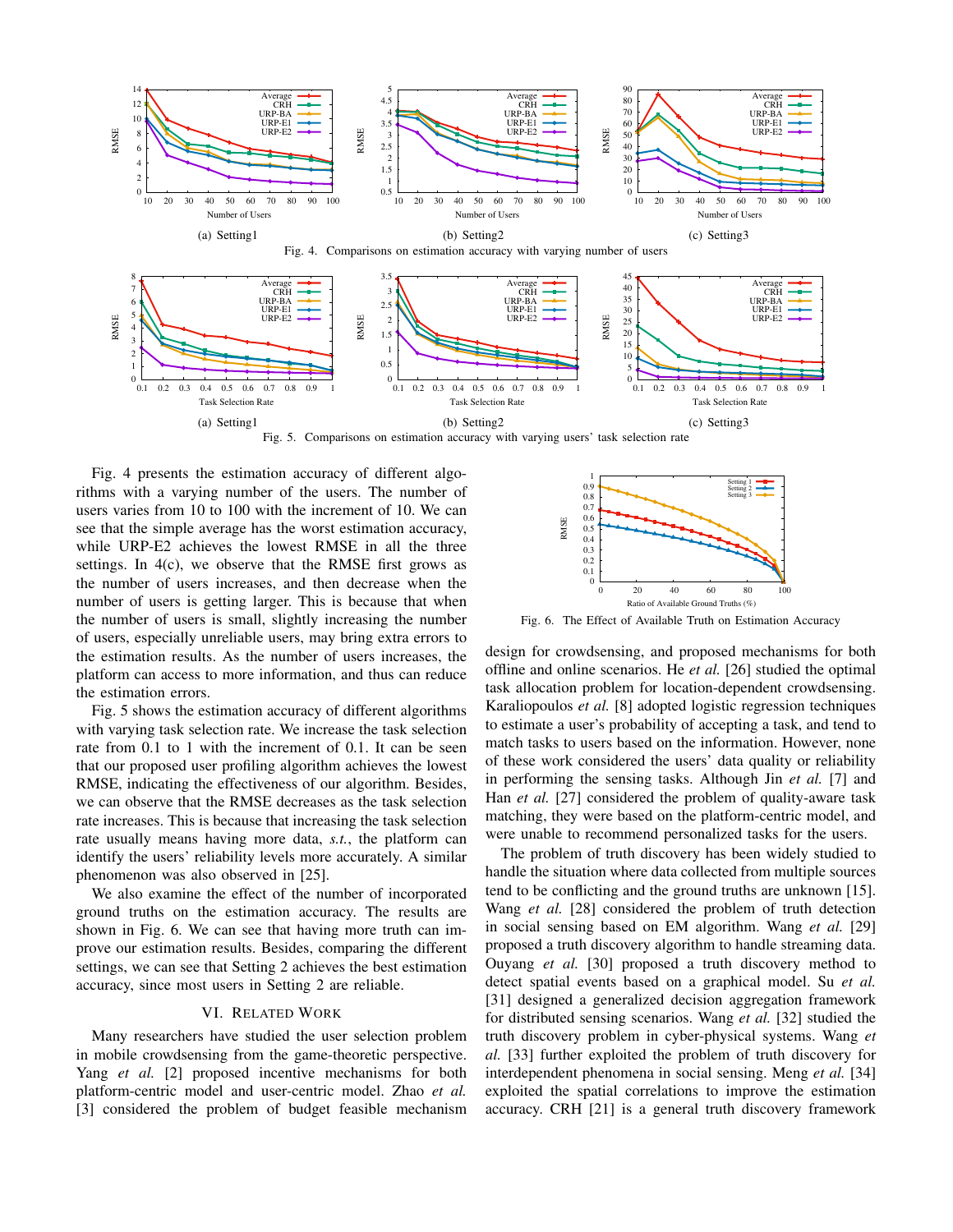(a) Setting1 (b) Setting2 (c) Setting3

Fig. 4. Comparisons on estimation accuracy with varying number of users

(a) Setting1 (b) Setting2 (c) Setting3

Fig. 5. Comparisons on estimation accuracy with varying users' task selection rate

Fig. 4 presents the estimation accuracy of different algorithms with a varying number of the users. The number of users varies from 10 to 100 with the increment of 10. We can see that the simple average has the worst estimation accuracy, while URP-E2 achieves the lowest RMSE in all the three settings. In 4(c), we observe that the RMSE first grows as the number of users increases, and then decrease when the number of users is getting larger. This is because that when the number of users is small, slightly increasing the number of users, especially unreliable users, may bring extra errors to the estimation results. As the number of users increases, the platform can access to more information, and thus can reduce the estimation errors.

Fig. 5 shows the estimation accuracy of different algorithms with varying task selection rate. We increase the task selection rate from 0.1 to 1 with the increment of 0.1. It can be seen that our proposed user profiling algorithm achieves the lowest RMSE, indicating the effectiveness of our algorithm. Besides, we can observe that the RMSE decreases as the task selection rate increases. This is because that increasing the task selection rate usually means having more data, *s.t.*, the platform can identify the users' reliability levels more accurately. A similar phenomenon was also observed in [25].

We also examine the effect of the number of incorporated ground truths on the estimation accuracy. The results are shown in Fig. 6. We can see that having more truth can improve our estimation results. Besides, comparing the different settings, we can see that Setting 2 achieves the best estimation accuracy, since most users in Setting 2 are reliable.

Fig. 6. The Effect of Available Truth on Estimation Accuracy

## VI. Related Work

Many researchers have studied the user selection problem in mobile crowdsensing from the game-theoretic perspective. Yang *et al.* [2] proposed incentive mechanisms for both platform-centric model and user-centric model. Zhao *et al.* [3] considered the problem of budget feasible mechanism design for crowdsensing, and proposed mechanisms for both offline and online scenarios. He *et al.* [26] studied the optimal task allocation problem for location-dependent crowdsensing. Karaliopoulos *et al.* [8] adopted logistic regression techniques to estimate a user's probability of accepting a task, and tend to match tasks to users based on the information. However, none of these work considered the users' data quality or reliability in performing the sensing tasks. Although Jin *et al.* [7] and Han *et al.* [27] considered the problem of quality-aware task matching, they were based on the platform-centric model, and were unable to recommend personalized tasks for the users.

The problem of truth discovery has been widely studied to handle the situation where data collected from multiple sources tend to be conflicting and the ground truths are unknown [15]. Wang *et al.* [28] considered the problem of truth detection in social sensing based on EM algorithm. Wang *et al.* [29] proposed a truth discovery algorithm to handle streaming data. Ouyang *et al.* [30] proposed a truth discovery method to detect spatial events based on a graphical model. Su *et al.* [31] designed a generalized decision aggregation framework for distributed sensing scenarios. Wang *et al.* [32] studied the truth discovery problem in cyber-physical systems. Wang *et al.* [33] further exploited the problem of truth discovery for interdependent phenomena in social sensing. Meng *et al.* [34] exploited the spatial correlations to improve the estimation accuracy. CRH [21] is a general truth discovery framework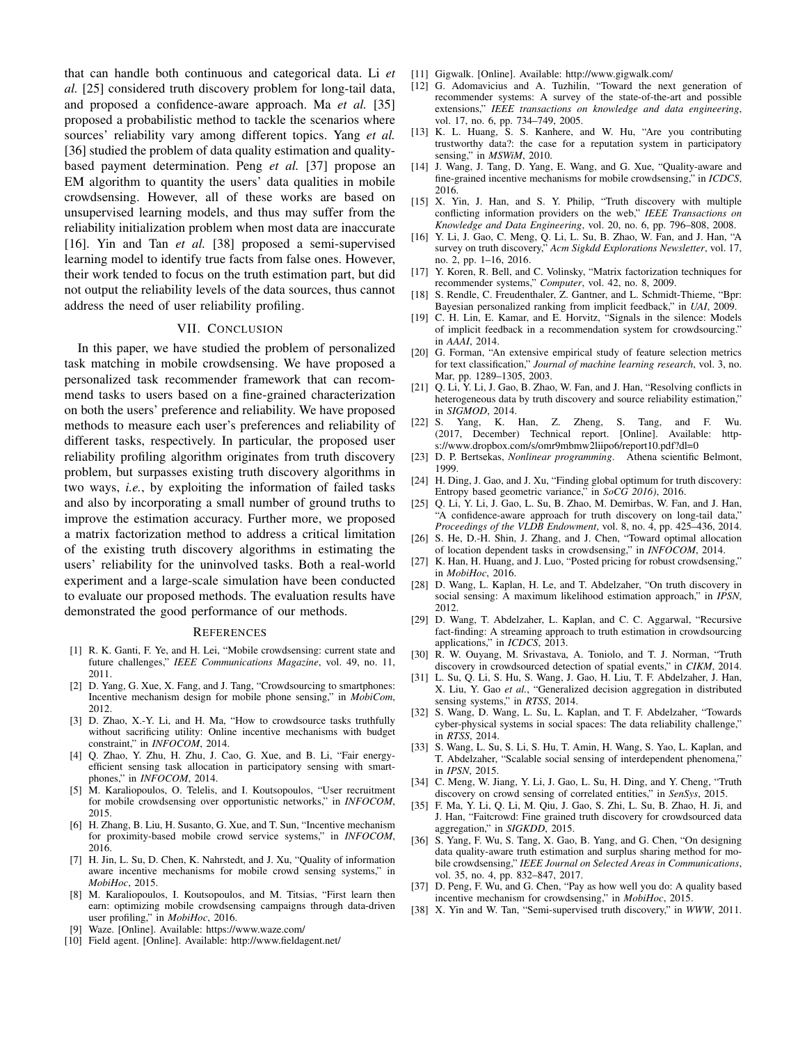that can handle both continuous and categorical data. Li *et al.* [25] considered truth discovery problem for long-tail data, and proposed a confidence-aware approach. Ma *et al.* [35] proposed a probabilistic method to tackle the scenarios where sources' reliability vary among different topics. Yang *et al.* [36] studied the problem of data quality estimation and quality-based payment determination. Peng *et al.* [37] propose an EM algorithm to quantity the users' data qualities in mobile crowdsensing. However, all of these works are based on unsupervised learning models, and thus may suffer from the reliability initialization problem when most data are inaccurate [16]. Yin and Tan *et al.* [38] proposed a semi-supervised learning model to identify true facts from false ones. However, their work tended to focus on the truth estimation part, but did not output the reliability levels of the data sources, thus cannot address the need of user reliability profiling.

## VII. Conclusion

In this paper, we have studied the problem of personalized task matching in mobile crowdsensing. We have proposed a personalized task recommender framework that can recommend tasks to users based on a fine-grained characterization on both the users' preference and reliability. We have proposed methods to measure each user's preferences and reliability of different tasks, respectively. In particular, the proposed user reliability profiling algorithm originates from truth discovery problem, but surpasses existing truth discovery algorithms in two ways, *i.e.*, by exploiting the information of failed tasks and also by incorporating a small number of ground truths to improve the estimation accuracy. Further more, we proposed a matrix factorization method to address a critical limitation of the existing truth discovery algorithms in estimating the users' reliability for the uninvolved tasks. Both a real-world experiment and a large-scale simulation have been conducted to evaluate our proposed methods. The evaluation results have demonstrated the good performance of our methods.

## References

[1] R. K. Ganti, F. Ye, and H. Lei, "Mobile crowdsensing: current state and future challenges," *IEEE Communications Magazine*, vol. 49, no. 11, 2011.

[2] D. Yang, G. Xue, X. Fang, and J. Tang, "Crowdsourcing to smartphones: Incentive mechanism design for mobile phone sensing," in *MobiCom*, 2012.

[3] D. Zhao, X.-Y. Li, and H. Ma, "How to crowdsource tasks truthfully without sacrificing utility: Online incentive mechanisms with budget constraint," in *INFOCOM*, 2014.

[4] Q. Zhao, Y. Zhu, H. Zhu, J. Cao, G. Xue, and B. Li, "Fair energy-efficient sensing task allocation in participatory sensing with smartphones," in *INFOCOM*, 2014.

[5] M. Karaliopoulos, O. Telelis, and I. Koutsopoulos, "User recruitment for mobile crowdsensing over opportunistic networks," in *INFOCOM*, 2015.

[6] H. Zhang, B. Liu, H. Susanto, G. Xue, and T. Sun, "Incentive mechanism for proximity-based mobile crowd service systems," in *INFOCOM*, 2016.

[7] H. Jin, L. Su, D. Chen, K. Nahrstedt, and J. Xu, "Quality of information aware incentive mechanisms for mobile crowd sensing systems," in *MobiHoc*, 2015.

[8] M. Karaliopoulos, I. Koutsopoulos, and M. Titsias, "First learn then earn: optimizing mobile crowdsensing campaigns through data-driven user profiling," in *MobiHoc*, 2016.

[9] Waze. [Online]. Available: https://www.waze.com/

[10] Field agent. [Online]. Available: http://www.fieldagent.net/

[11] Gigwalk. [Online]. Available: http://www.gigwalk.com/

[12] G. Adomavicius and A. Tuzhilin, "Toward the next generation of recommender systems: A survey of the state-of-the-art and possible extensions," *IEEE transactions on knowledge and data engineering*, vol. 17, no. 6, pp. 734–749, 2005.

[13] K. L. Huang, S. S. Kanhere, and W. Hu, "Are you contributing trustworthy data?: the case for a reputation system in participatory sensing," in *MSWiM*, 2010.

[14] J. Wang, J. Tang, D. Yang, E. Wang, and G. Xue, "Quality-aware and fine-grained incentive mechanisms for mobile crowdsensing," in *ICDCS*, 2016.

[15] X. Yin, J. Han, and S. Y. Philip, "Truth discovery with multiple conflicting information providers on the web," *IEEE Transactions on Knowledge and Data Engineering*, vol. 20, no. 6, pp. 796–808, 2008.

[16] Y. Li, J. Gao, C. Meng, Q. Li, L. Su, B. Zhao, W. Fan, and J. Han, "A survey on truth discovery," *Acm Sigkdd Explorations Newsletter*, vol. 17, no. 2, pp. 1–16, 2016.

[17] Y. Koren, R. Bell, and C. Volinsky, "Matrix factorization techniques for recommender systems," *Computer*, vol. 42, no. 8, 2009.

[18] S. Rendle, C. Freudenthaler, Z. Gantner, and L. Schmidt-Thieme, "Bpr: Bayesian personalized ranking from implicit feedback," in *UAI*, 2009.

[19] C. H. Lin, E. Kamar, and E. Horvitz, "Signals in the silence: Models of implicit feedback in a recommendation system for crowdsourcing." in *AAAI*, 2014.

[20] G. Forman, "An extensive empirical study of feature selection metrics for text classification," *Journal of machine learning research*, vol. 3, no. Mar, pp. 1289–1305, 2003.

[21] Q. Li, Y. Li, J. Gao, B. Zhao, W. Fan, and J. Han, "Resolving conflicts in heterogeneous data by truth discovery and source reliability estimation," in *SIGMOD*, 2014.

[22] S. Yang, K. Han, Z. Zheng, S. Tang, and F. Wu. (2017, December) Technical report. [Online]. Available: https://www.dropbox.com/s/omr9mbmw2liipo6/report10.pdf?dl=0

[23] D. P. Bertsekas, *Nonlinear programming*. Athena scientific Belmont, 1999.

[24] H. Ding, J. Gao, and J. Xu, "Finding global optimum for truth discovery: Entropy based geometric variance," in *SoCG 2016)*, 2016.

[25] Q. Li, Y. Li, J. Gao, L. Su, B. Zhao, M. Demirbas, W. Fan, and J. Han, "A confidence-aware approach for truth discovery on long-tail data," *Proceedings of the VLDB Endowment*, vol. 8, no. 4, pp. 425–436, 2014.

[26] S. He, D.-H. Shin, J. Zhang, and J. Chen, "Toward optimal allocation of location dependent tasks in crowdsensing," in *INFOCOM*, 2014.

[27] K. Han, H. Huang, and J. Luo, "Posted pricing for robust crowdsensing," in *MobiHoc*, 2016.

[28] D. Wang, L. Kaplan, H. Le, and T. Abdelzaher, "On truth discovery in social sensing: A maximum likelihood estimation approach," in *IPSN*, 2012.

[29] D. Wang, T. Abdelzaher, L. Kaplan, and C. C. Aggarwal, "Recursive fact-finding: A streaming approach to truth estimation in crowdsourcing applications," in *ICDCS*, 2013.

[30] R. W. Ouyang, M. Srivastava, A. Toniolo, and T. J. Norman, "Truth discovery in crowdsourced detection of spatial events," in *CIKM*, 2014.

[31] L. Su, Q. Li, S. Hu, S. Wang, J. Gao, H. Liu, T. F. Abdelzaher, J. Han, X. Liu, Y. Gao *et al.*, "Generalized decision aggregation in distributed sensing systems," in *RTSS*, 2014.

[32] S. Wang, D. Wang, L. Su, L. Kaplan, and T. F. Abdelzaher, "Towards cyber-physical systems in social spaces: The data reliability challenge," in *RTSS*, 2014.

[33] S. Wang, L. Su, S. Li, S. Hu, T. Amin, H. Wang, S. Yao, L. Kaplan, and T. Abdelzaher, "Scalable social sensing of interdependent phenomena," in *IPSN*, 2015.

[34] C. Meng, W. Jiang, Y. Li, J. Gao, L. Su, H. Ding, and Y. Cheng, "Truth discovery on crowd sensing of correlated entities," in *SenSys*, 2015.

[35] F. Ma, Y. Li, Q. Li, M. Qiu, J. Gao, S. Zhi, L. Su, B. Zhao, H. Ji, and J. Han, "Faitcrowd: Fine grained truth discovery for crowdsourced data aggregation," in *SIGKDD*, 2015.

[36] S. Yang, F. Wu, S. Tang, X. Gao, B. Yang, and G. Chen, "On designing data quality-aware truth estimation and surplus sharing method for mobile crowdsensing," *IEEE Journal on Selected Areas in Communications*, vol. 35, no. 4, pp. 832–847, 2017.

[37] D. Peng, F. Wu, and G. Chen, "Pay as how well you do: A quality based incentive mechanism for crowdsensing," in *MobiHoc*, 2015.

[38] X. Yin and W. Tan, "Semi-supervised truth discovery," in *WWW*, 2011.